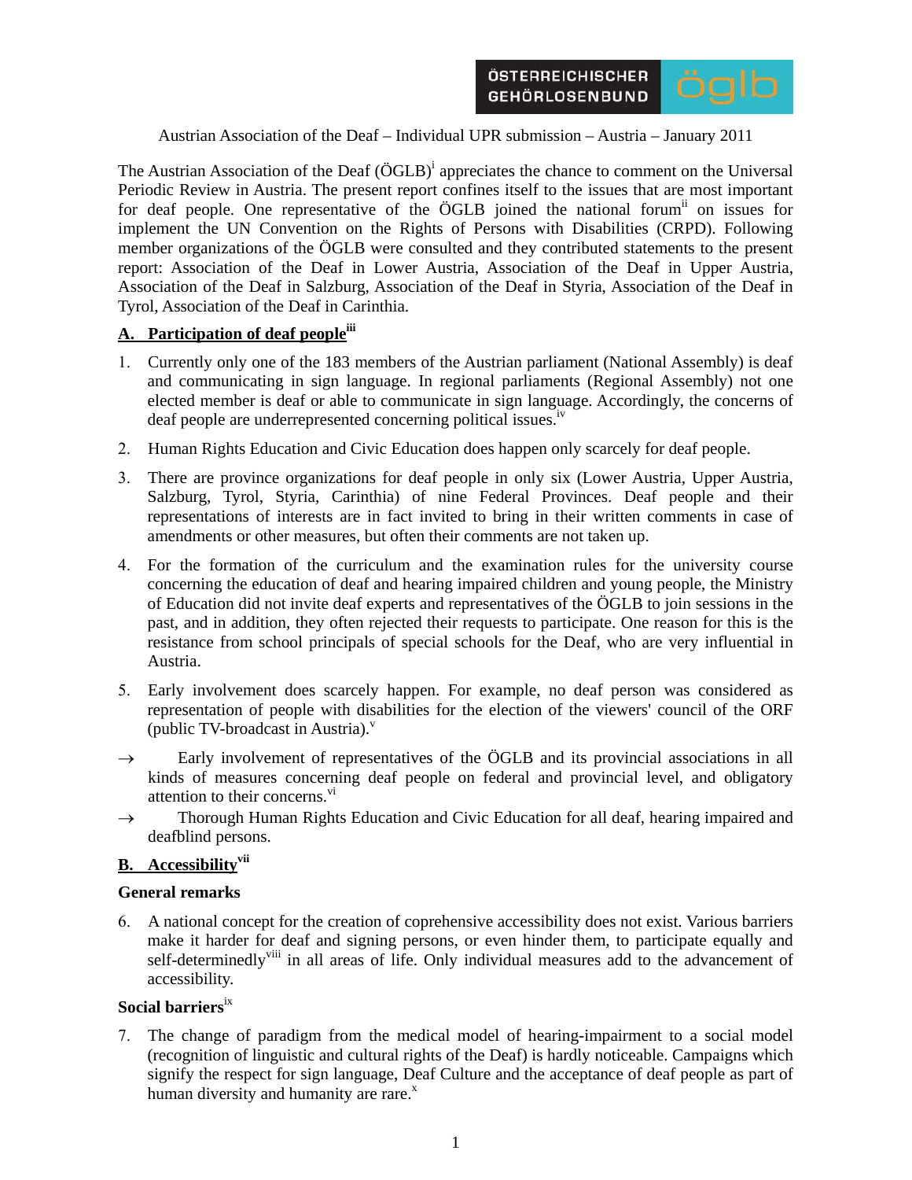ÖSTERREICHISCHER GEHÖRLOSENBUND öglb

Austrian Association of the Deaf – Individual UPR submission – Austria – January 2011

The Austrian Association of the Deaf (ÖGLB)[i] appreciates the chance to comment on the Universal Periodic Review in Austria. The present report confines itself to the issues that are most important for deaf people. One representative of the ÖGLB joined the national forum[ii] on issues for implement the UN Convention on the Rights of Persons with Disabilities (CRPD). Following member organizations of the ÖGLB were consulted and they contributed statements to the present report: Association of the Deaf in Lower Austria, Association of the Deaf in Upper Austria, Association of the Deaf in Salzburg, Association of the Deaf in Styria, Association of the Deaf in Tyrol, Association of the Deaf in Carinthia.

## A. Participation of deaf people[iii]

1. Currently only one of the 183 members of the Austrian parliament (National Assembly) is deaf and communicating in sign language. In regional parliaments (Regional Assembly) not one elected member is deaf or able to communicate in sign language. Accordingly, the concerns of deaf people are underrepresented concerning political issues.[iv]

2. Human Rights Education and Civic Education does happen only scarcely for deaf people.

3. There are province organizations for deaf people in only six (Lower Austria, Upper Austria, Salzburg, Tyrol, Styria, Carinthia) of nine Federal Provinces. Deaf people and their representations of interests are in fact invited to bring in their written comments in case of amendments or other measures, but often their comments are not taken up.

4. For the formation of the curriculum and the examination rules for the university course concerning the education of deaf and hearing impaired children and young people, the Ministry of Education did not invite deaf experts and representatives of the ÖGLB to join sessions in the past, and in addition, they often rejected their requests to participate. One reason for this is the resistance from school principals of special schools for the Deaf, who are very influential in Austria.

5. Early involvement does scarcely happen. For example, no deaf person was considered as representation of people with disabilities for the election of the viewers' council of the ORF (public TV-broadcast in Austria).[v]

→ Early involvement of representatives of the ÖGLB and its provincial associations in all kinds of measures concerning deaf people on federal and provincial level, and obligatory attention to their concerns.[vi]

→ Thorough Human Rights Education and Civic Education for all deaf, hearing impaired and deafblind persons.

## B. Accessibility[vii]

### General remarks

6. A national concept for the creation of coprehensive accessibility does not exist. Various barriers make it harder for deaf and signing persons, or even hinder them, to participate equally and self-determinedly[viii] in all areas of life. Only individual measures add to the advancement of accessibility.

### Social barriers[ix]

7. The change of paradigm from the medical model of hearing-impairment to a social model (recognition of linguistic and cultural rights of the Deaf) is hardly noticeable. Campaigns which signify the respect for sign language, Deaf Culture and the acceptance of deaf people as part of human diversity and humanity are rare.[x]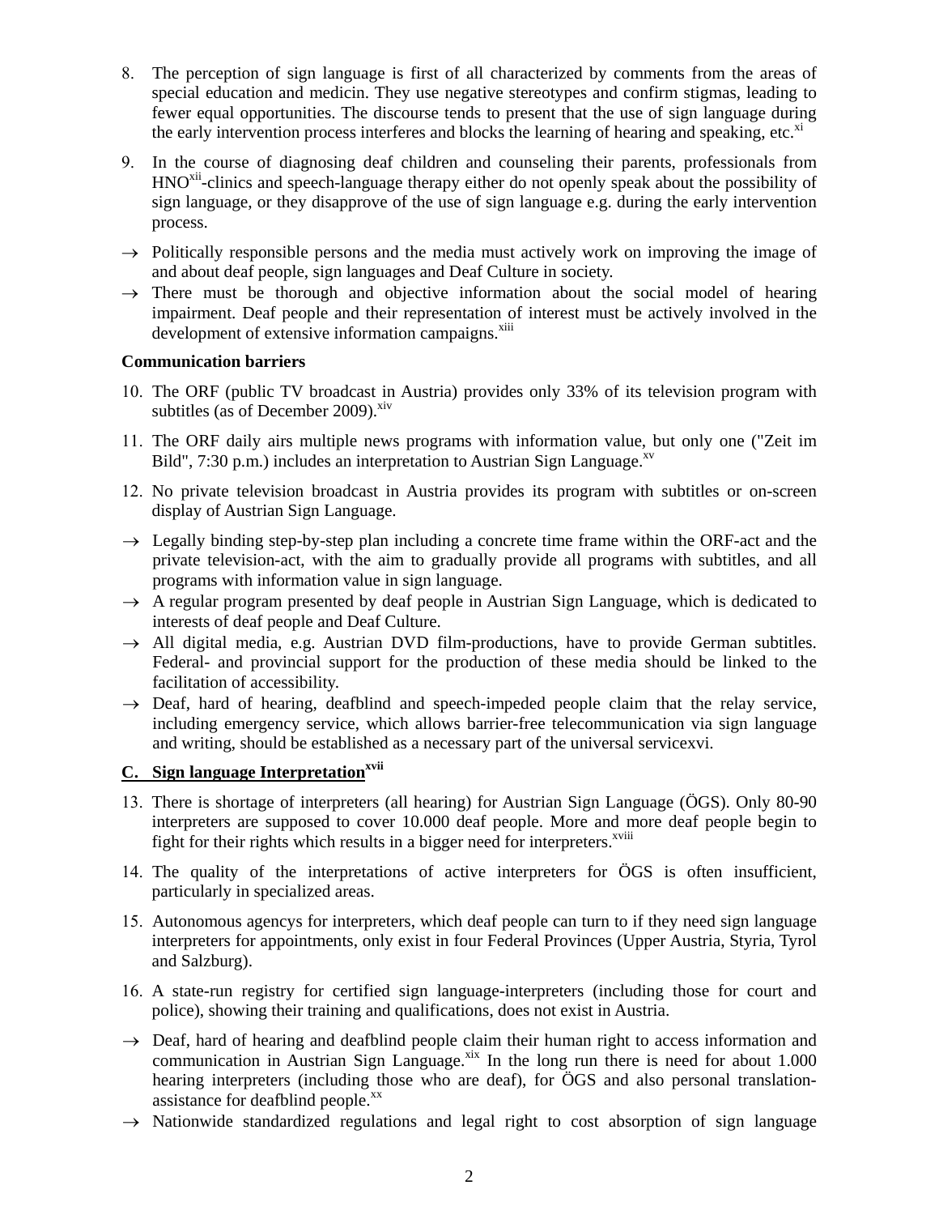8. The perception of sign language is first of all characterized by comments from the areas of special education and medicin. They use negative stereotypes and confirm stigmas, leading to fewer equal opportunities. The discourse tends to present that the use of sign language during the early intervention process interferes and blocks the learning of hearing and speaking, etc.[xi]

9. In the course of diagnosing deaf children and counseling their parents, professionals from HNO[xii]-clinics and speech-language therapy either do not openly speak about the possibility of sign language, or they disapprove of the use of sign language e.g. during the early intervention process.

→ Politically responsible persons and the media must actively work on improving the image of and about deaf people, sign languages and Deaf Culture in society.

→ There must be thorough and objective information about the social model of hearing impairment. Deaf people and their representation of interest must be actively involved in the development of extensive information campaigns.[xiii]

**Communication barriers**

10. The ORF (public TV broadcast in Austria) provides only 33% of its television program with subtitles (as of December 2009).[xiv]

11. The ORF daily airs multiple news programs with information value, but only one ("Zeit im Bild", 7:30 p.m.) includes an interpretation to Austrian Sign Language.[xv]

12. No private television broadcast in Austria provides its program with subtitles or on-screen display of Austrian Sign Language.

→ Legally binding step-by-step plan including a concrete time frame within the ORF-act and the private television-act, with the aim to gradually provide all programs with subtitles, and all programs with information value in sign language.

→ A regular program presented by deaf people in Austrian Sign Language, which is dedicated to interests of deaf people and Deaf Culture.

→ All digital media, e.g. Austrian DVD film-productions, have to provide German subtitles. Federal- and provincial support for the production of these media should be linked to the facilitation of accessibility.

→ Deaf, hard of hearing, deafblind and speech-impeded people claim that the relay service, including emergency service, which allows barrier-free telecommunication via sign language and writing, should be established as a necessary part of the universal servicexvi.

## C. Sign language Interpretation[xvii]

13. There is shortage of interpreters (all hearing) for Austrian Sign Language (ÖGS). Only 80-90 interpreters are supposed to cover 10.000 deaf people. More and more deaf people begin to fight for their rights which results in a bigger need for interpreters.[xviii]

14. The quality of the interpretations of active interpreters for ÖGS is often insufficient, particularly in specialized areas.

15. Autonomous agencys for interpreters, which deaf people can turn to if they need sign language interpreters for appointments, only exist in four Federal Provinces (Upper Austria, Styria, Tyrol and Salzburg).

16. A state-run registry for certified sign language-interpreters (including those for court and police), showing their training and qualifications, does not exist in Austria.

→ Deaf, hard of hearing and deafblind people claim their human right to access information and communication in Austrian Sign Language.[xix] In the long run there is need for about 1.000 hearing interpreters (including those who are deaf), for ÖGS and also personal translation-assistance for deafblind people.[xx]

→ Nationwide standardized regulations and legal right to cost absorption of sign language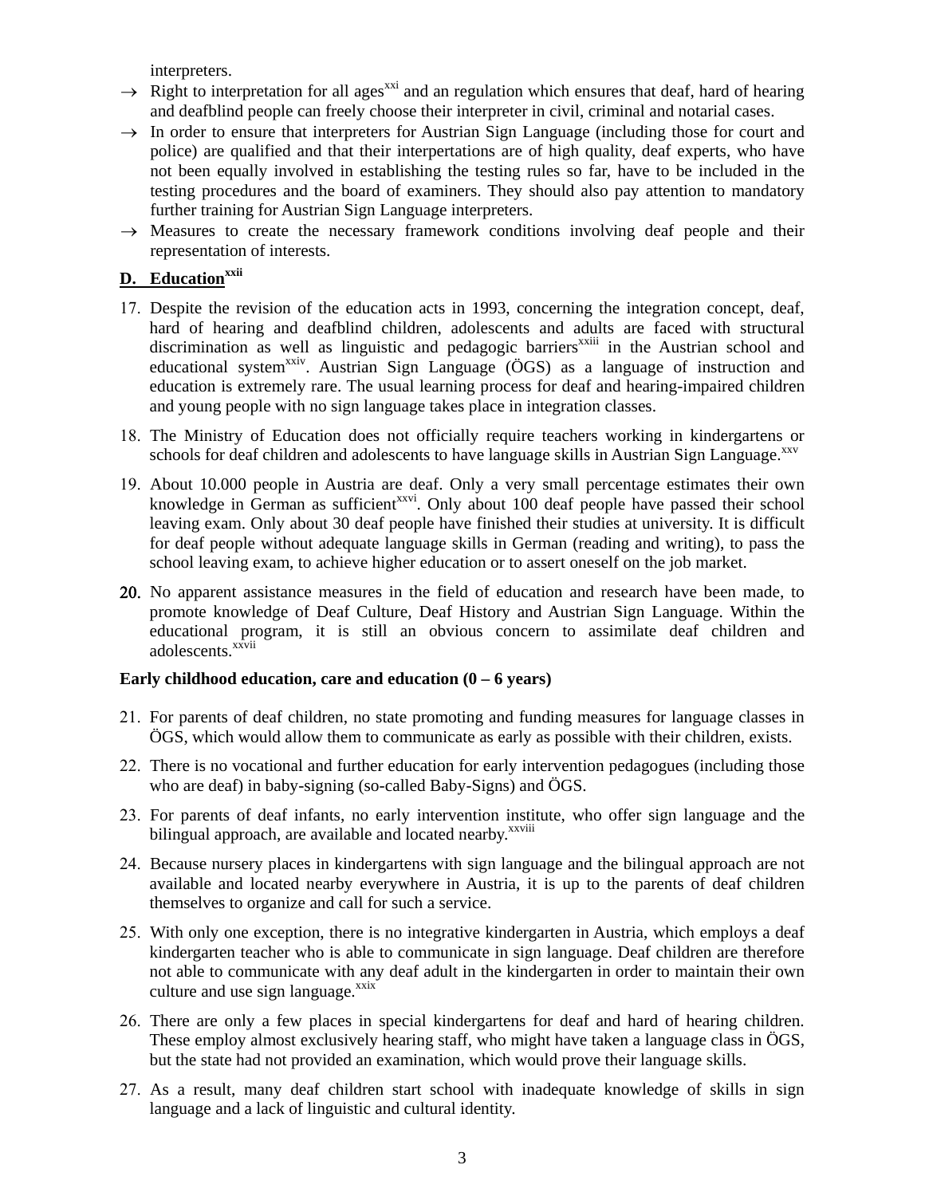interpreters.

- → Right to interpretation for all ages[xxi] and an regulation which ensures that deaf, hard of hearing and deafblind people can freely choose their interpreter in civil, criminal and notarial cases.
- → In order to ensure that interpreters for Austrian Sign Language (including those for court and police) are qualified and that their interpertations are of high quality, deaf experts, who have not been equally involved in establishing the testing rules so far, have to be included in the testing procedures and the board of examiners. They should also pay attention to mandatory further training for Austrian Sign Language interpreters.
- → Measures to create the necessary framework conditions involving deaf people and their representation of interests.

## D. Education[xxii]

17. Despite the revision of the education acts in 1993, concerning the integration concept, deaf, hard of hearing and deafblind children, adolescents and adults are faced with structural discrimination as well as linguistic and pedagogic barriers[xxiii] in the Austrian school and educational system[xxiv]. Austrian Sign Language (ÖGS) as a language of instruction and education is extremely rare. The usual learning process for deaf and hearing-impaired children and young people with no sign language takes place in integration classes.

18. The Ministry of Education does not officially require teachers working in kindergartens or schools for deaf children and adolescents to have language skills in Austrian Sign Language.[xxv]

19. About 10.000 people in Austria are deaf. Only a very small percentage estimates their own knowledge in German as sufficient[xxvi]. Only about 100 deaf people have passed their school leaving exam. Only about 30 deaf people have finished their studies at university. It is difficult for deaf people without adequate language skills in German (reading and writing), to pass the school leaving exam, to achieve higher education or to assert oneself on the job market.

20. No apparent assistance measures in the field of education and research have been made, to promote knowledge of Deaf Culture, Deaf History and Austrian Sign Language. Within the educational program, it is still an obvious concern to assimilate deaf children and adolescents.[xxvii]

**Early childhood education, care and education (0 – 6 years)**

21. For parents of deaf children, no state promoting and funding measures for language classes in ÖGS, which would allow them to communicate as early as possible with their children, exists.

22. There is no vocational and further education for early intervention pedagogues (including those who are deaf) in baby-signing (so-called Baby-Signs) and ÖGS.

23. For parents of deaf infants, no early intervention institute, who offer sign language and the bilingual approach, are available and located nearby.[xxviii]

24. Because nursery places in kindergartens with sign language and the bilingual approach are not available and located nearby everywhere in Austria, it is up to the parents of deaf children themselves to organize and call for such a service.

25. With only one exception, there is no integrative kindergarten in Austria, which employs a deaf kindergarten teacher who is able to communicate in sign language. Deaf children are therefore not able to communicate with any deaf adult in the kindergarten in order to maintain their own culture and use sign language.[xxix]

26. There are only a few places in special kindergartens for deaf and hard of hearing children. These employ almost exclusively hearing staff, who might have taken a language class in ÖGS, but the state had not provided an examination, which would prove their language skills.

27. As a result, many deaf children start school with inadequate knowledge of skills in sign language and a lack of linguistic and cultural identity.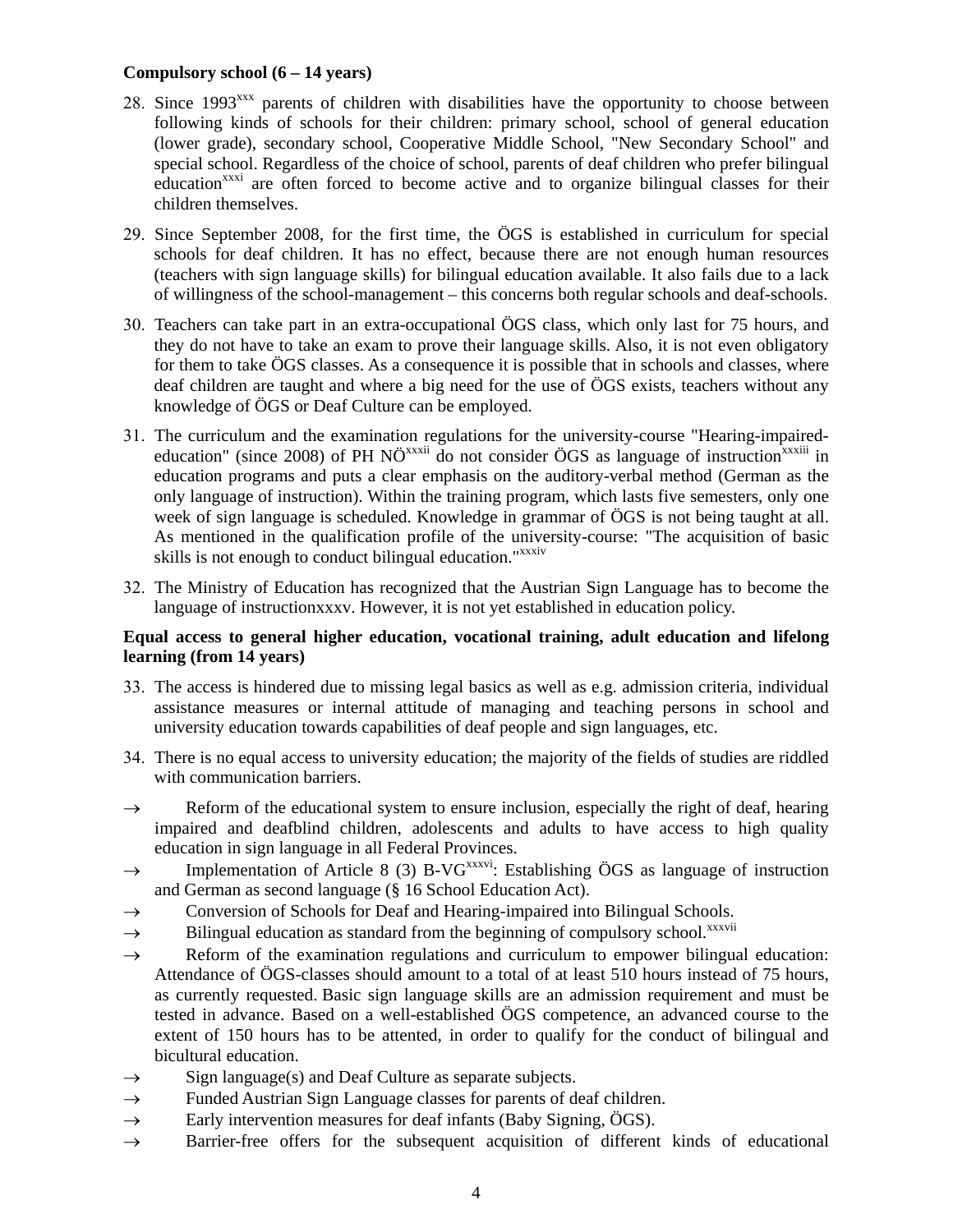**Compulsory school (6 – 14 years)**

28. Since 1993[xxx] parents of children with disabilities have the opportunity to choose between following kinds of schools for their children: primary school, school of general education (lower grade), secondary school, Cooperative Middle School, "New Secondary School" and special school. Regardless of the choice of school, parents of deaf children who prefer bilingual education[xxxi] are often forced to become active and to organize bilingual classes for their children themselves.

29. Since September 2008, for the first time, the ÖGS is established in curriculum for special schools for deaf children. It has no effect, because there are not enough human resources (teachers with sign language skills) for bilingual education available. It also fails due to a lack of willingness of the school-management – this concerns both regular schools and deaf-schools.

30. Teachers can take part in an extra-occupational ÖGS class, which only last for 75 hours, and they do not have to take an exam to prove their language skills. Also, it is not even obligatory for them to take ÖGS classes. As a consequence it is possible that in schools and classes, where deaf children are taught and where a big need for the use of ÖGS exists, teachers without any knowledge of ÖGS or Deaf Culture can be employed.

31. The curriculum and the examination regulations for the university-course "Hearing-impaired-education" (since 2008) of PH NÖ[xxxii] do not consider ÖGS as language of instruction[xxxiii] in education programs and puts a clear emphasis on the auditory-verbal method (German as the only language of instruction). Within the training program, which lasts five semesters, only one week of sign language is scheduled. Knowledge in grammar of ÖGS is not being taught at all. As mentioned in the qualification profile of the university-course: "The acquisition of basic skills is not enough to conduct bilingual education."[xxxiv]

32. The Ministry of Education has recognized that the Austrian Sign Language has to become the language of instructionxxxv. However, it is not yet established in education policy.

**Equal access to general higher education, vocational training, adult education and lifelong learning (from 14 years)**

33. The access is hindered due to missing legal basics as well as e.g. admission criteria, individual assistance measures or internal attitude of managing and teaching persons in school and university education towards capabilities of deaf people and sign languages, etc.

34. There is no equal access to university education; the majority of the fields of studies are riddled with communication barriers.

→ Reform of the educational system to ensure inclusion, especially the right of deaf, hearing impaired and deafblind children, adolescents and adults to have access to high quality education in sign language in all Federal Provinces.

→ Implementation of Article 8 (3) B-VG[xxxvi]: Establishing ÖGS as language of instruction and German as second language (§ 16 School Education Act).

→ Conversion of Schools for Deaf and Hearing-impaired into Bilingual Schools.

→ Bilingual education as standard from the beginning of compulsory school.[xxxvii]

→ Reform of the examination regulations and curriculum to empower bilingual education: Attendance of ÖGS-classes should amount to a total of at least 510 hours instead of 75 hours, as currently requested. Basic sign language skills are an admission requirement and must be tested in advance. Based on a well-established ÖGS competence, an advanced course to the extent of 150 hours has to be attented, in order to qualify for the conduct of bilingual and bicultural education.

→ Sign language(s) and Deaf Culture as separate subjects.

→ Funded Austrian Sign Language classes for parents of deaf children.

→ Early intervention measures for deaf infants (Baby Signing, ÖGS).

→ Barrier-free offers for the subsequent acquisition of different kinds of educational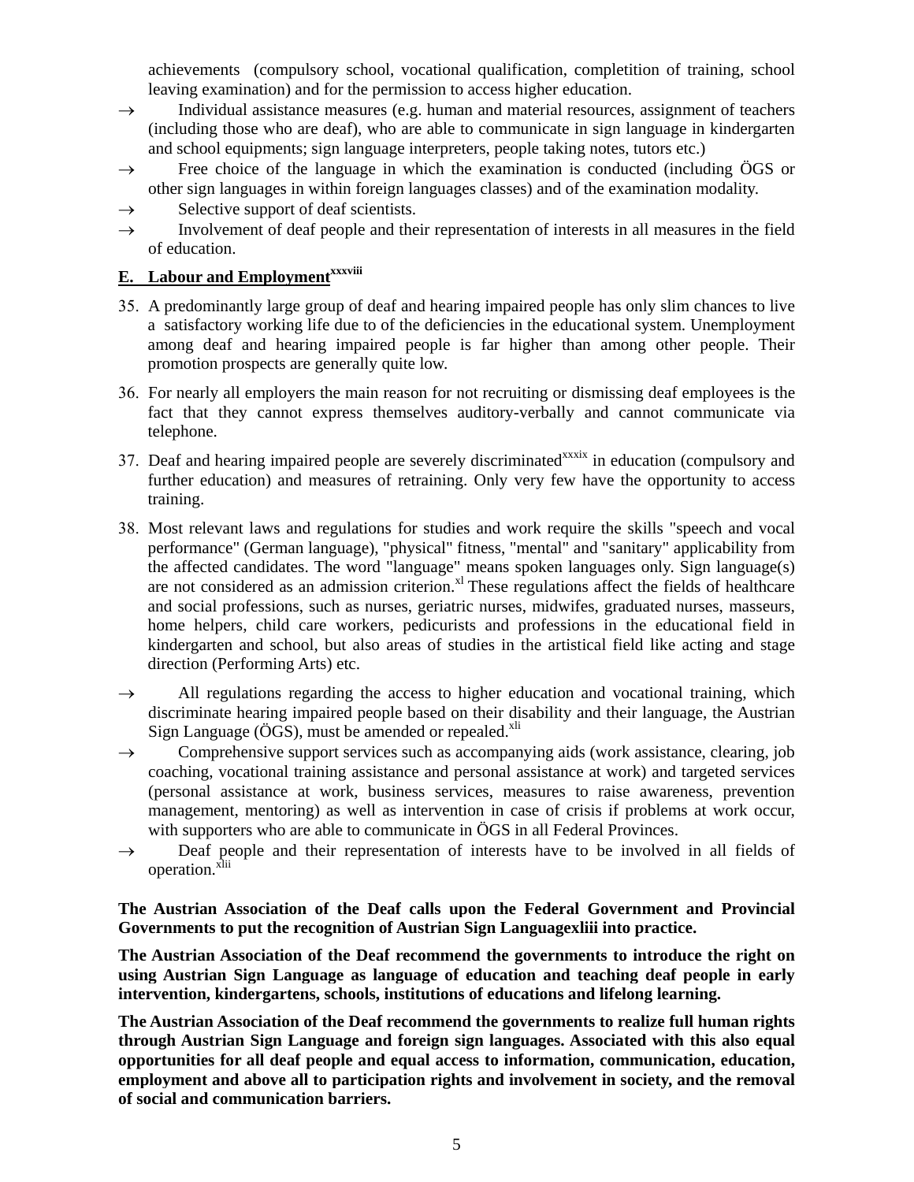achievements (compulsory school, vocational qualification, completition of training, school leaving examination) and for the permission to access higher education.

→ Individual assistance measures (e.g. human and material resources, assignment of teachers (including those who are deaf), who are able to communicate in sign language in kindergarten and school equipments; sign language interpreters, people taking notes, tutors etc.)

→ Free choice of the language in which the examination is conducted (including ÖGS or other sign languages in within foreign languages classes) and of the examination modality.

→ Selective support of deaf scientists.

→ Involvement of deaf people and their representation of interests in all measures in the field of education.

## E. Labour and Employment[xxxviii]

35. A predominantly large group of deaf and hearing impaired people has only slim chances to live a satisfactory working life due to of the deficiencies in the educational system. Unemployment among deaf and hearing impaired people is far higher than among other people. Their promotion prospects are generally quite low.

36. For nearly all employers the main reason for not recruiting or dismissing deaf employees is the fact that they cannot express themselves auditory-verbally and cannot communicate via telephone.

37. Deaf and hearing impaired people are severely discriminated[xxxix] in education (compulsory and further education) and measures of retraining. Only very few have the opportunity to access training.

38. Most relevant laws and regulations for studies and work require the skills "speech and vocal performance" (German language), "physical" fitness, "mental" and "sanitary" applicability from the affected candidates. The word "language" means spoken languages only. Sign language(s) are not considered as an admission criterion.[xl] These regulations affect the fields of healthcare and social professions, such as nurses, geriatric nurses, midwifes, graduated nurses, masseurs, home helpers, child care workers, pedicurists and professions in the educational field in kindergarten and school, but also areas of studies in the artistical field like acting and stage direction (Performing Arts) etc.

→ All regulations regarding the access to higher education and vocational training, which discriminate hearing impaired people based on their disability and their language, the Austrian Sign Language (ÖGS), must be amended or repealed.[xli]

→ Comprehensive support services such as accompanying aids (work assistance, clearing, job coaching, vocational training assistance and personal assistance at work) and targeted services (personal assistance at work, business services, measures to raise awareness, prevention management, mentoring) as well as intervention in case of crisis if problems at work occur, with supporters who are able to communicate in ÖGS in all Federal Provinces.

→ Deaf people and their representation of interests have to be involved in all fields of operation.[xlii]

**The Austrian Association of the Deaf calls upon the Federal Government and Provincial Governments to put the recognition of Austrian Sign Languagexliii into practice.**

**The Austrian Association of the Deaf recommend the governments to introduce the right on using Austrian Sign Language as language of education and teaching deaf people in early intervention, kindergartens, schools, institutions of educations and lifelong learning.**

**The Austrian Association of the Deaf recommend the governments to realize full human rights through Austrian Sign Language and foreign sign languages. Associated with this also equal opportunities for all deaf people and equal access to information, communication, education, employment and above all to participation rights and involvement in society, and the removal of social and communication barriers.**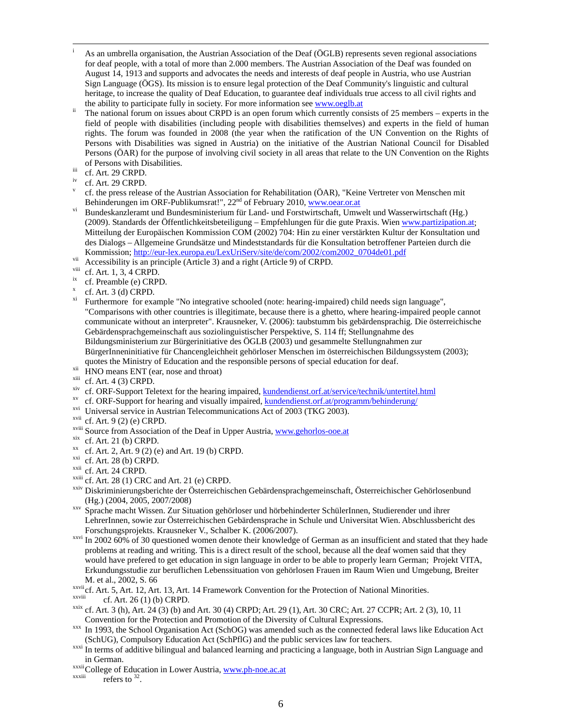[i] As an umbrella organisation, the Austrian Association of the Deaf (ÖGLB) represents seven regional associations for deaf people, with a total of more than 2.000 members. The Austrian Association of the Deaf was founded on August 14, 1913 and supports and advocates the needs and interests of deaf people in Austria, who use Austrian Sign Language (ÖGS). Its mission is to ensure legal protection of the Deaf Community's linguistic and cultural heritage, to increase the quality of Deaf Education, to guarantee deaf individuals true access to all civil rights and the ability to participate fully in society. For more information see www.oeglb.at

[ii] The national forum on issues about CRPD is an open forum which currently consists of 25 members – experts in the field of people with disabilities (including people with disabilities themselves) and experts in the field of human rights. The forum was founded in 2008 (the year when the ratification of the UN Convention on the Rights of Persons with Disabilities was signed in Austria) on the initiative of the Austrian National Council for Disabled Persons (ÖAR) for the purpose of involving civil society in all areas that relate to the UN Convention on the Rights of Persons with Disabilities.

[iii] cf. Art. 29 CRPD.

[iv] cf. Art. 29 CRPD.

[v] cf. the press release of the Austrian Association for Rehabilitation (ÖAR), "Keine Vertreter von Menschen mit Behinderungen im ORF-Publikumsrat!", 22nd of February 2010, www.oear.or.at

[vi] Bundeskanzleramt und Bundesministerium für Land- und Forstwirtschaft, Umwelt und Wasserwirtschaft (Hg.) (2009). Standards der Öffentlichkeitsbeteiligung – Empfehlungen für die gute Praxis. Wien www.partizipation.at; Mitteilung der Europäischen Kommission COM (2002) 704: Hin zu einer verstärkten Kultur der Konsultation und des Dialogs – Allgemeine Grundsätze und Mindeststandards für die Konsultation betroffener Parteien durch die Kommission; http://eur-lex.europa.eu/LexUriServ/site/de/com/2002/com2002_0704de01.pdf

[vii] Accessibility is an principle (Article 3) and a right (Article 9) of CRPD.

[viii] cf. Art. 1, 3, 4 CRPD.

[ix] cf. Preamble (e) CRPD.

[x] cf. Art. 3 (d) CRPD.

[xi] Furthermore for example "No integrative schooled (note: hearing-impaired) child needs sign language", "Comparisons with other countries is illegitimate, because there is a ghetto, where hearing-impaired people cannot communicate without an interpreter". Krausneker, V. (2006): taubstumm bis gebärdensprachig. Die österreichische Gebärdensprachgemeinschaft aus soziolinguistischer Perspektive, S. 114 ff; Stellungnahme des Bildungsministerium zur Bürgerinitiative des ÖGLB (2003) und gesammelte Stellungnahmen zur BürgerInneninitiative für Chancengleichheit gehörloser Menschen im österreichischen Bildungssystem (2003); quotes the Ministry of Education and the responsible persons of special education for deaf.

[xii] HNO means ENT (ear, nose and throat)

[xiii] cf. Art. 4 (3) CRPD.

[xiv] cf. ORF-Support Teletext for the hearing impaired, kundendienst.orf.at/service/technik/untertitel.html

[xv] cf. ORF-Support for hearing and visually impaired, kundendienst.orf.at/programm/behinderung/

[xvi] Universal service in Austrian Telecommunications Act of 2003 (TKG 2003).

[xvii] cf. Art. 9 (2) (e) CRPD.

[xviii] Source from Association of the Deaf in Upper Austria, www.gehorlos-ooe.at

[xix] cf. Art. 21 (b) CRPD.

[xx] cf. Art. 2, Art. 9 (2) (e) and Art. 19 (b) CRPD.

[xxi] cf. Art. 28 (b) CRPD.

[xxii] cf. Art. 24 CRPD.

[xxiii] cf. Art. 28 (1) CRC and Art. 21 (e) CRPD.

[xxiv] Diskriminierungsberichte der Österreichischen Gebärdensprachgemeinschaft, Österreichischer Gehörlosenbund (Hg.) (2004, 2005, 2007/2008)

[xxv] Sprache macht Wissen. Zur Situation gehörloser und hörbehinderter SchülerInnen, Studierender und ihrer LehrerInnen, sowie zur Österreichischen Gebärdensprache in Schule und Universitat Wien. Abschlussbericht des Forschungsprojekts. Krausneker V., Schalber K. (2006/2007).

[xxvi] In 2002 60% of 30 questioned women denote their knowledge of German as an insufficient and stated that they hade problems at reading and writing. This is a direct result of the school, because all the deaf women said that they would have prefered to get education in sign language in order to be able to properly learn German; Projekt VITA, Erkundungsstudie zur beruflichen Lebenssituation von gehörlosen Frauen im Raum Wien und Umgebung, Breiter M. et al., 2002, S. 66

[xxvii] cf. Art. 5, Art. 12, Art. 13, Art. 14 Framework Convention for the Protection of National Minorities.

[xxviii] cf. Art. 26 (1) (b) CRPD.

[xxix] cf. Art. 3 (h), Art. 24 (3) (b) and Art. 30 (4) CRPD; Art. 29 (1), Art. 30 CRC; Art. 27 CCPR; Art. 2 (3), 10, 11 Convention for the Protection and Promotion of the Diversity of Cultural Expressions.

[xxx] In 1993, the School Organisation Act (SchOG) was amended such as the connected federal laws like Education Act (SchUG), Compulsory Education Act (SchPflG) and the public services law for teachers.

[xxxi] In terms of additive bilingual and balanced learning and practicing a language, both in Austrian Sign Language and in German.

[xxxii] College of Education in Lower Austria, www.ph-noe.ac.at

[xxxiii] refers to [32].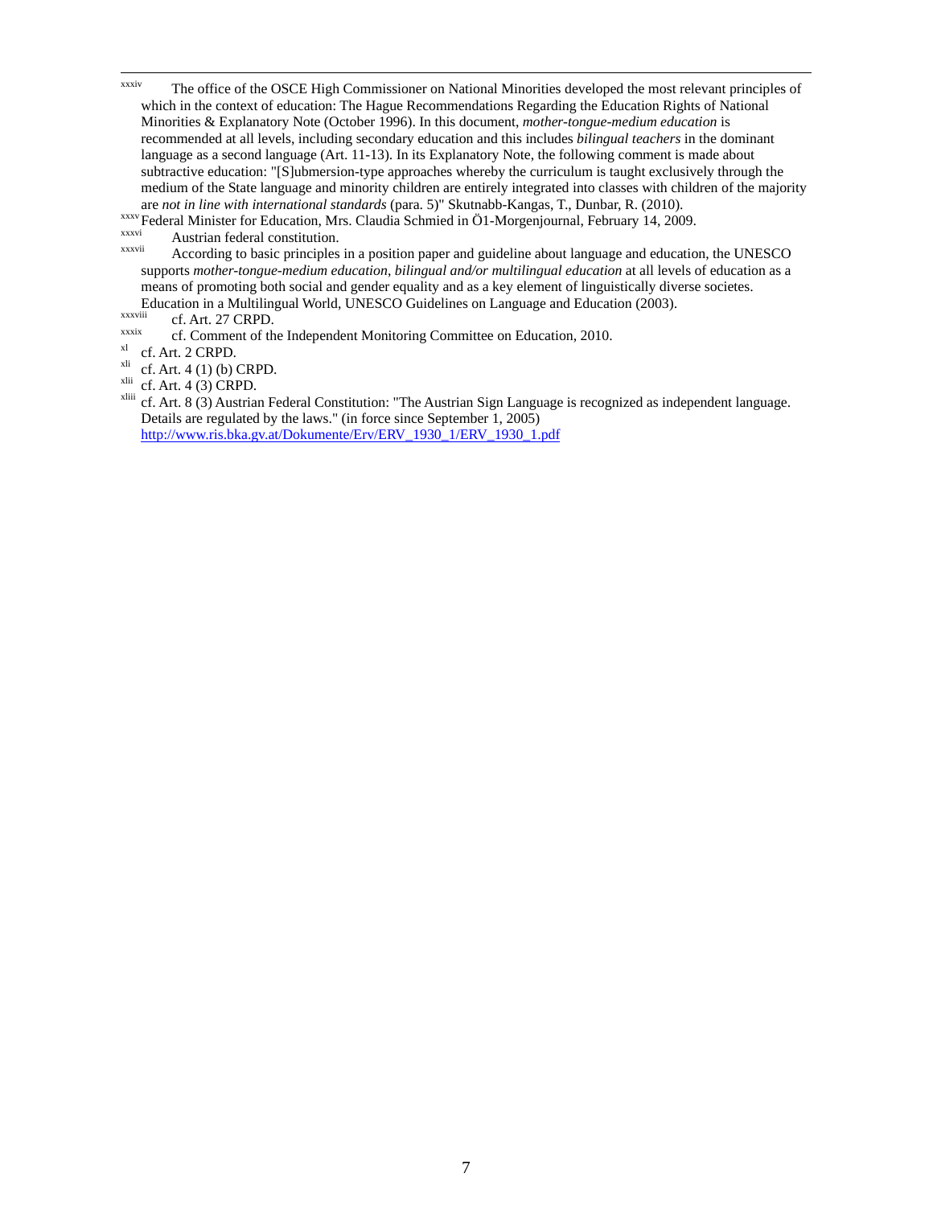[xxxiv] The office of the OSCE High Commissioner on National Minorities developed the most relevant principles of which in the context of education: The Hague Recommendations Regarding the Education Rights of National Minorities & Explanatory Note (October 1996). In this document, *mother-tongue-medium education* is recommended at all levels, including secondary education and this includes *bilingual teachers* in the dominant language as a second language (Art. 11-13). In its Explanatory Note, the following comment is made about subtractive education: "[S]ubmersion-type approaches whereby the curriculum is taught exclusively through the medium of the State language and minority children are entirely integrated into classes with children of the majority are *not in line with international standards* (para. 5)" Skutnabb-Kangas, T., Dunbar, R. (2010).

[xxxv] Federal Minister for Education, Mrs. Claudia Schmied in Ö1-Morgenjournal, February 14, 2009.

[xxxvi] Austrian federal constitution.

[xxxvii] According to basic principles in a position paper and guideline about language and education, the UNESCO supports *mother-tongue-medium education*, *bilingual and/or multilingual education* at all levels of education as a means of promoting both social and gender equality and as a key element of linguistically diverse societes. Education in a Multilingual World, UNESCO Guidelines on Language and Education (2003).

[xxxviii] cf. Art. 27 CRPD.

[xxxix] cf. Comment of the Independent Monitoring Committee on Education, 2010.

[xl] cf. Art. 2 CRPD.

[xli] cf. Art. 4 (1) (b) CRPD.

[xlii] cf. Art. 4 (3) CRPD.

[xliii] cf. Art. 8 (3) Austrian Federal Constitution: "The Austrian Sign Language is recognized as independent language. Details are regulated by the laws." (in force since September 1, 2005) http://www.ris.bka.gv.at/Dokumente/Erv/ERV_1930_1/ERV_1930_1.pdf